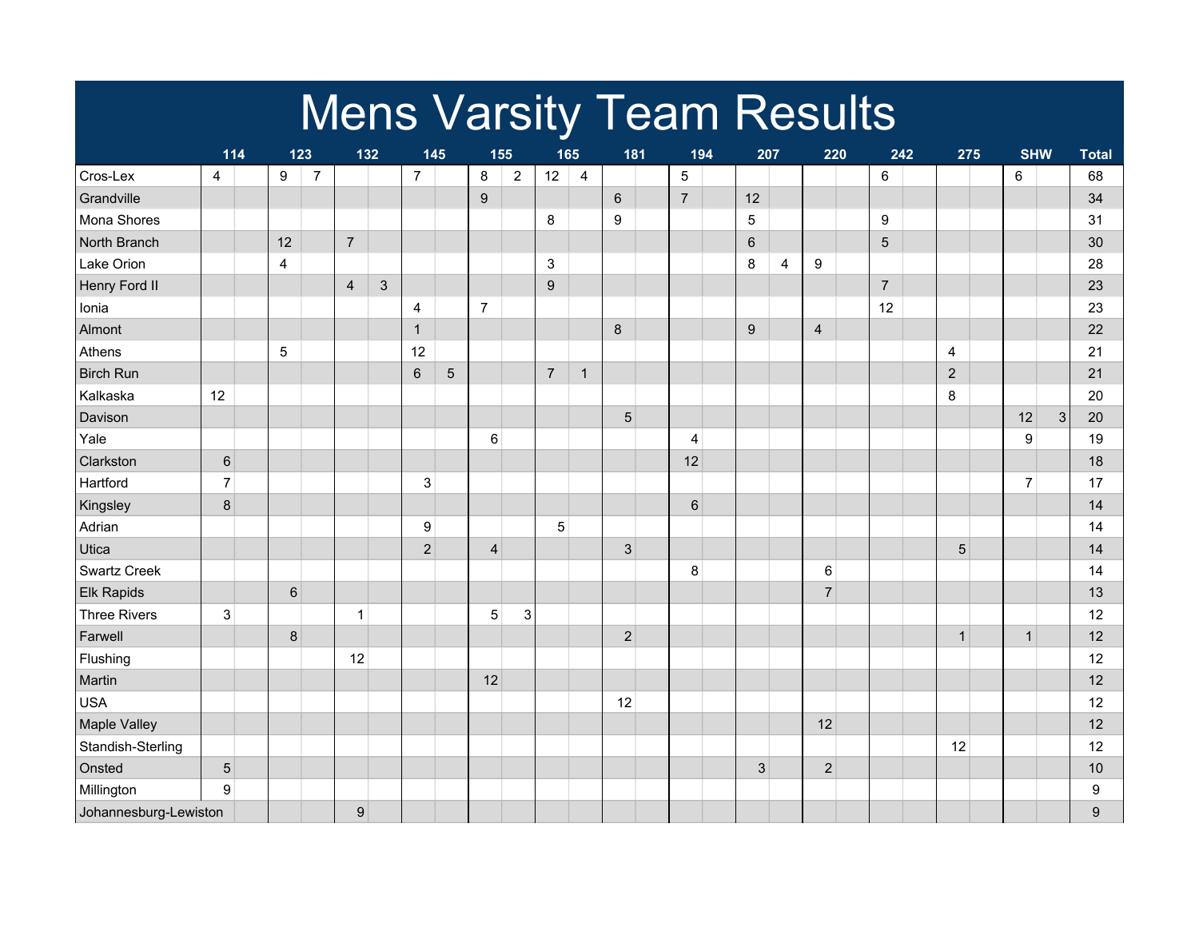# Mens Varsity Team Results

| Team | 114 | | 123 | | 132 | | 145 | | 155 | | 165 | | 181 | | 194 | | 207 | | 220 | | 242 | | 275 | | SHW | | Total |
|---|---|---|---|---|---|---|---|---|---|---|---|---|---|---|---|---|---|---|---|---|---|---|---|---|---|---|---|
| Cros-Lex | 4 | | 9 | 7 | | | 7 | | 8 | 2 | 12 | 4 | | | 5 | | | | | | 6 | | | | 6 | | 68 |
| Grandville | | | | | | | | | 9 | | | | 6 | | 7 | | 12 | | | | | | | | | | 34 |
| Mona Shores | | | | | | | | | | | 8 | | 9 | | | | 5 | | | | 9 | | | | | | 31 |
| North Branch | | | 12 | | 7 | | | | | | | | | | | | 6 | | | | 5 | | | | | | 30 |
| Lake Orion | | | 4 | | | | | | | | 3 | | | | | | 8 | 4 | 9 | | | | | | | | 28 |
| Henry Ford II | | | | | 4 | 3 | | | | | 9 | | | | | | | | | | 7 | | | | | | 23 |
| Ionia | | | | | | | 4 | | 7 | | | | | | | | | | | | 12 | | | | | | 23 |
| Almont | | | | | | | 1 | | | | | | 8 | | | | 9 | | 4 | | | | | | | | 22 |
| Athens | | | 5 | | | | 12 | | | | | | | | | | | | | | | | 4 | | | | 21 |
| Birch Run | | | | | | | 6 | 5 | | | 7 | 1 | | | | | | | | | | | 2 | | | | 21 |
| Kalkaska | 12 | | | | | | | | | | | | | | | | | | | | | | 8 | | | | 20 |
| Davison | | | | | | | | | | | | | 5 | | | | | | | | | | | | 12 | 3 | 20 |
| Yale | | | | | | | | | 6 | | | | | | 4 | | | | | | | | | | 9 | | 19 |
| Clarkston | 6 | | | | | | | | | | | | | | 12 | | | | | | | | | | | | 18 |
| Hartford | 7 | | | | | | 3 | | | | | | | | | | | | | | | | | | 7 | | 17 |
| Kingsley | 8 | | | | | | | | | | | | | | 6 | | | | | | | | | | | | 14 |
| Adrian | | | | | | | 9 | | | | 5 | | | | | | | | | | | | | | | | 14 |
| Utica | | | | | | | 2 | | 4 | | | | 3 | | | | | | | | | | 5 | | | | 14 |
| Swartz Creek | | | | | | | | | | | | | | | 8 | | | | 6 | | | | | | | | 14 |
| Elk Rapids | | | 6 | | | | | | | | | | | | | | | | 7 | | | | | | | | 13 |
| Three Rivers | 3 | | | | 1 | | | | 5 | 3 | | | | | | | | | | | | | | | | | 12 |
| Farwell | | | 8 | | | | | | | | | | 2 | | | | | | | | | | 1 | | 1 | | 12 |
| Flushing | | | | | 12 | | | | | | | | | | | | | | | | | | | | | | 12 |
| Martin | | | | | | | | | 12 | | | | | | | | | | | | | | | | | | 12 |
| USA | | | | | | | | | | | | | 12 | | | | | | | | | | | | | | 12 |
| Maple Valley | | | | | | | | | | | | | | | | | | | 12 | | | | | | | | 12 |
| Standish-Sterling | | | | | | | | | | | | | | | | | | | | | | | 12 | | | | 12 |
| Onsted | 5 | | | | | | | | | | | | | | | | 3 | | 2 | | | | | | | | 10 |
| Millington | 9 | | | | | | | | | | | | | | | | | | | | | | | | | | 9 |
| Johannesburg-Lewiston | | | | | 9 | | | | | | | | | | | | | | | | | | | | | | 9 |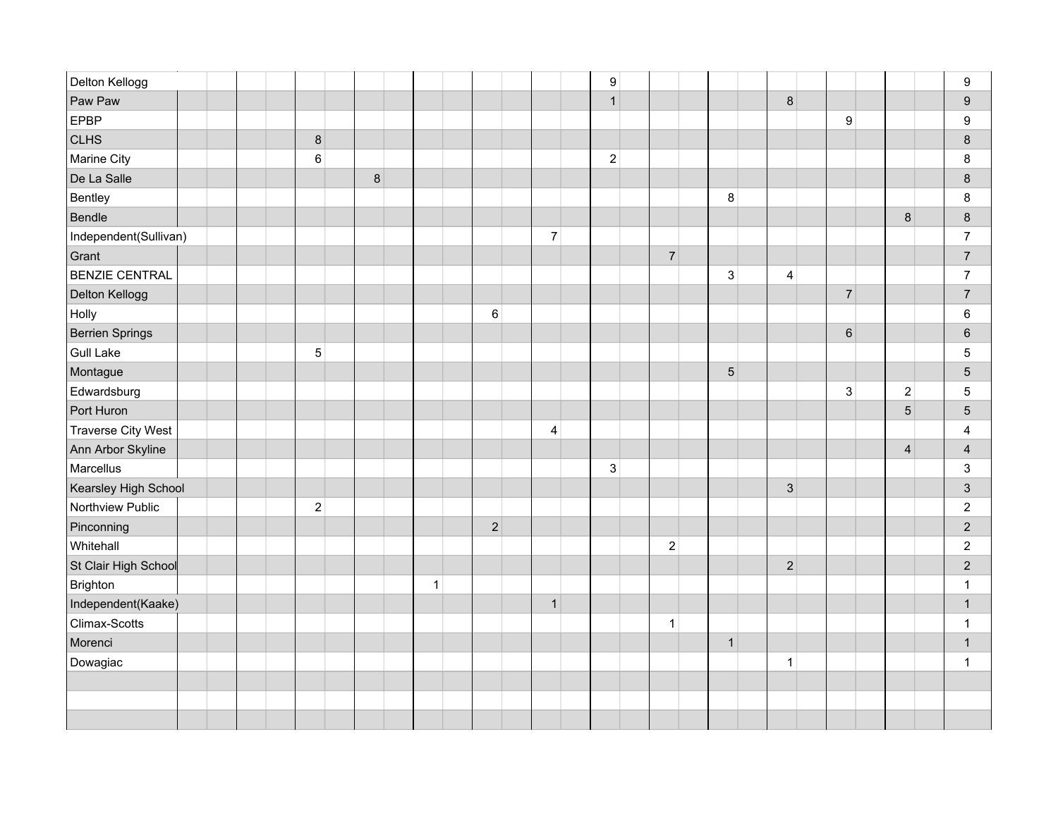| | | | | | | | | | | | | | | | | | | | | | | | | | | | |
|---|---|---|---|---|---|---|---|---|---|---|---|---|---|---|---|---|---|---|---|---|---|---|---|---|---|---|---|
| Delton Kellogg | | | | | | | | | | | | | | | 9 | | | | | | | | | | | | 9 |
| Paw Paw | | | | | | | | | | | | | | | 1 | | | | | | 8 | | | | | | 9 |
| EPBP | | | | | | | | | | | | | | | | | | | | | | | 9 | | | | 9 |
| CLHS | | | | | 8 | | | | | | | | | | | | | | | | | | | | | | 8 |
| Marine City | | | | | 6 | | | | | | | | | | 2 | | | | | | | | | | | | 8 |
| De La Salle | | | | | | | 8 | | | | | | | | | | | | | | | | | | | | 8 |
| Bentley | | | | | | | | | | | | | | | | | | | 8 | | | | | | | | 8 |
| Bendle | | | | | | | | | | | | | | | | | | | | | | | | | 8 | | 8 |
| Independent(Sullivan) | | | | | | | | | | | | | 7 | | | | | | | | | | | | | | 7 |
| Grant | | | | | | | | | | | | | | | | | 7 | | | | | | | | | | 7 |
| BENZIE CENTRAL | | | | | | | | | | | | | | | | | | | 3 | | 4 | | | | | | 7 |
| Delton Kellogg | | | | | | | | | | | | | | | | | | | | | | | 7 | | | | 7 |
| Holly | | | | | | | | | | | 6 | | | | | | | | | | | | | | | | 6 |
| Berrien Springs | | | | | | | | | | | | | | | | | | | | | | | 6 | | | | 6 |
| Gull Lake | | | | | 5 | | | | | | | | | | | | | | | | | | | | | | 5 |
| Montague | | | | | | | | | | | | | | | | | | | 5 | | | | | | | | 5 |
| Edwardsburg | | | | | | | | | | | | | | | | | | | | | | | 3 | | 2 | | 5 |
| Port Huron | | | | | | | | | | | | | | | | | | | | | | | | | 5 | | 5 |
| Traverse City West | | | | | | | | | | | | | 4 | | | | | | | | | | | | | | 4 |
| Ann Arbor Skyline | | | | | | | | | | | | | | | | | | | | | | | | | 4 | | 4 |
| Marcellus | | | | | | | | | | | | | | | 3 | | | | | | | | | | | | 3 |
| Kearsley High School | | | | | | | | | | | | | | | | | | | | | 3 | | | | | | 3 |
| Northview Public | | | | | 2 | | | | | | | | | | | | | | | | | | | | | | 2 |
| Pinconning | | | | | | | | | | | 2 | | | | | | | | | | | | | | | | 2 |
| Whitehall | | | | | | | | | | | | | | | | | 2 | | | | | | | | | | 2 |
| St Clair High School | | | | | | | | | | | | | | | | | | | | | 2 | | | | | | 2 |
| Brighton | | | | | | | | | 1 | | | | | | | | | | | | | | | | | | 1 |
| Independent(Kaake) | | | | | | | | | | | | | 1 | | | | | | | | | | | | | | 1 |
| Climax-Scotts | | | | | | | | | | | | | | | | | 1 | | | | | | | | | | 1 |
| Morenci | | | | | | | | | | | | | | | | | | | 1 | | | | | | | | 1 |
| Dowagiac | | | | | | | | | | | | | | | | | | | | | 1 | | | | | | 1 |
| | | | | | | | | | | | | | | | | | | | | | | | | | | | |
| | | | | | | | | | | | | | | | | | | | | | | | | | | | |
| | | | | | | | | | | | | | | | | | | | | | | | | | | | |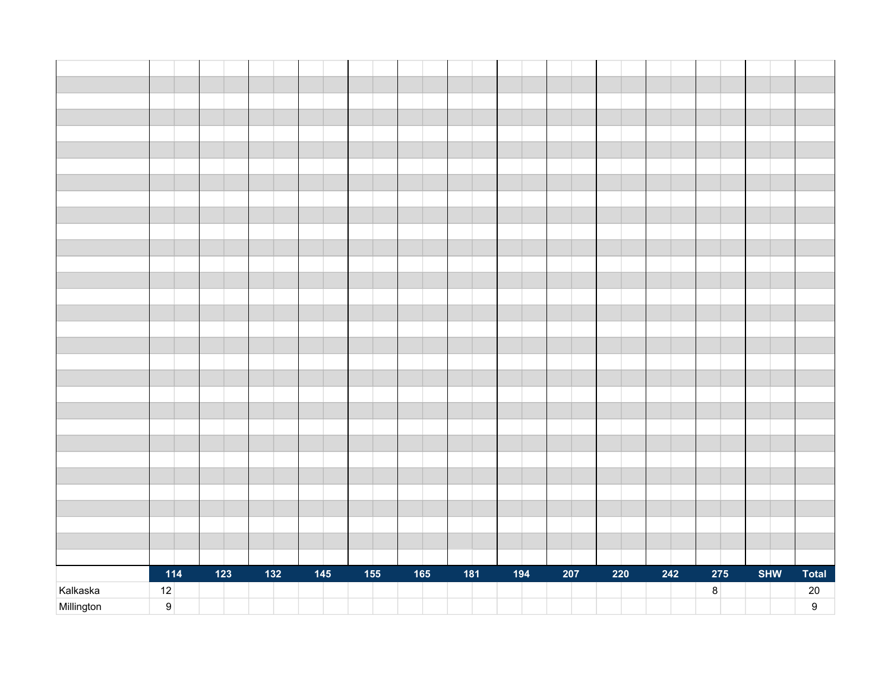| | 114 | 123 | 132 | 145 | 155 | 165 | 181 | 194 | 207 | 220 | 242 | 275 | SHW | Total |
|---|---|---|---|---|---|---|---|---|---|---|---|---|---|---|
| Kalkaska | 12 | | | | | | | | | | | 8 | | 20 |
| Millington | 9 | | | | | | | | | | | | | 9 |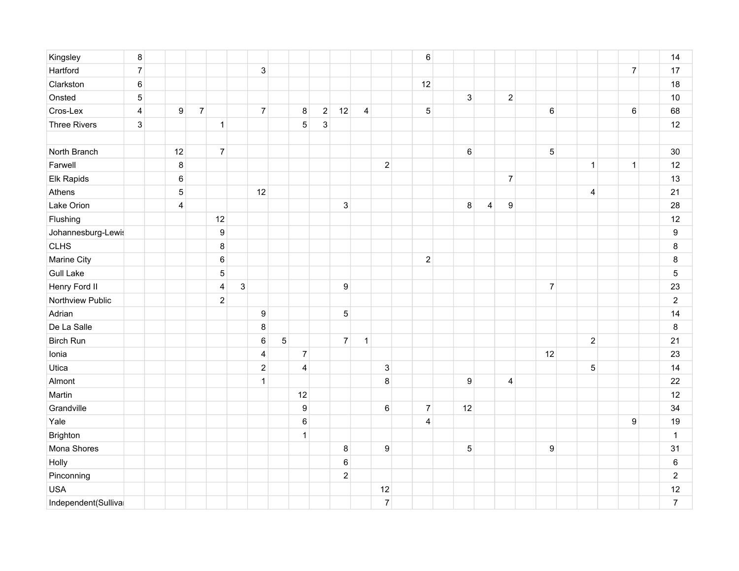| | | | | | | | | | | | | | | | | | | | | | | | | | | | |
|---|---|---|---|---|---|---|---|---|---|---|---|---|---|---|---|---|---|---|---|---|---|---|---|---|---|---|---|
| Kingsley | 8 | | | | | | | | | | | | | | 6 | | | | | | | | | | | | 14 |
| Hartford | 7 | | | | | | 3 | | | | | | | | | | | | | | | | | | 7 | | 17 |
| Clarkston | 6 | | | | | | | | | | | | | | 12 | | | | | | | | | | | | 18 |
| Onsted | 5 | | | | | | | | | | | | | | | | 3 | | 2 | | | | | | | | 10 |
| Cros-Lex | 4 | | 9 | 7 | | | 7 | | 8 | 2 | 12 | 4 | | | 5 | | | | | | 6 | | | | 6 | | 68 |
| Three Rivers | 3 | | | | 1 | | | | 5 | 3 | | | | | | | | | | | | | | | | | 12 |
| | | | | | | | | | | | | | | | | | | | | | | | | | | | |
| North Branch | | | 12 | | 7 | | | | | | | | | | | | 6 | | | | 5 | | | | | | 30 |
| Farwell | | | 8 | | | | | | | | | | 2 | | | | | | | | | | 1 | | 1 | | 12 |
| Elk Rapids | | | 6 | | | | | | | | | | | | | | | | 7 | | | | | | | | 13 |
| Athens | | | 5 | | | | 12 | | | | | | | | | | | | | | | | 4 | | | | 21 |
| Lake Orion | | | 4 | | | | | | | | 3 | | | | | | 8 | 4 | 9 | | | | | | | | 28 |
| Flushing | | | | | 12 | | | | | | | | | | | | | | | | | | | | | | 12 |
| Johannesburg-Lewis | | | | | 9 | | | | | | | | | | | | | | | | | | | | | | 9 |
| CLHS | | | | | 8 | | | | | | | | | | | | | | | | | | | | | | 8 |
| Marine City | | | | | 6 | | | | | | | | | | 2 | | | | | | | | | | | | 8 |
| Gull Lake | | | | | 5 | | | | | | | | | | | | | | | | | | | | | | 5 |
| Henry Ford II | | | | | 4 | 3 | | | | | 9 | | | | | | | | | | 7 | | | | | | 23 |
| Northview Public | | | | | 2 | | | | | | | | | | | | | | | | | | | | | | 2 |
| Adrian | | | | | | | 9 | | | | 5 | | | | | | | | | | | | | | | | 14 |
| De La Salle | | | | | | | 8 | | | | | | | | | | | | | | | | | | | | 8 |
| Birch Run | | | | | | | 6 | 5 | | | 7 | 1 | | | | | | | | | | | 2 | | | | 21 |
| Ionia | | | | | | | 4 | | 7 | | | | | | | | | | | | 12 | | | | | | 23 |
| Utica | | | | | | | 2 | | 4 | | | | 3 | | | | | | | | | | 5 | | | | 14 |
| Almont | | | | | | | 1 | | | | | | 8 | | | | 9 | | 4 | | | | | | | | 22 |
| Martin | | | | | | | | | 12 | | | | | | | | | | | | | | | | | | 12 |
| Grandville | | | | | | | | | 9 | | | | 6 | | 7 | | 12 | | | | | | | | | | 34 |
| Yale | | | | | | | | | 6 | | | | | | 4 | | | | | | | | | | 9 | | 19 |
| Brighton | | | | | | | | | 1 | | | | | | | | | | | | | | | | | | 1 |
| Mona Shores | | | | | | | | | | | 8 | | 9 | | | | 5 | | | | 9 | | | | | | 31 |
| Holly | | | | | | | | | | | 6 | | | | | | | | | | | | | | | | 6 |
| Pinconning | | | | | | | | | | | 2 | | | | | | | | | | | | | | | | 2 |
| USA | | | | | | | | | | | | | 12 | | | | | | | | | | | | | | 12 |
| Independent(Sullivan | | | | | | | | | | | | | 7 | | | | | | | | | | | | | | 7 |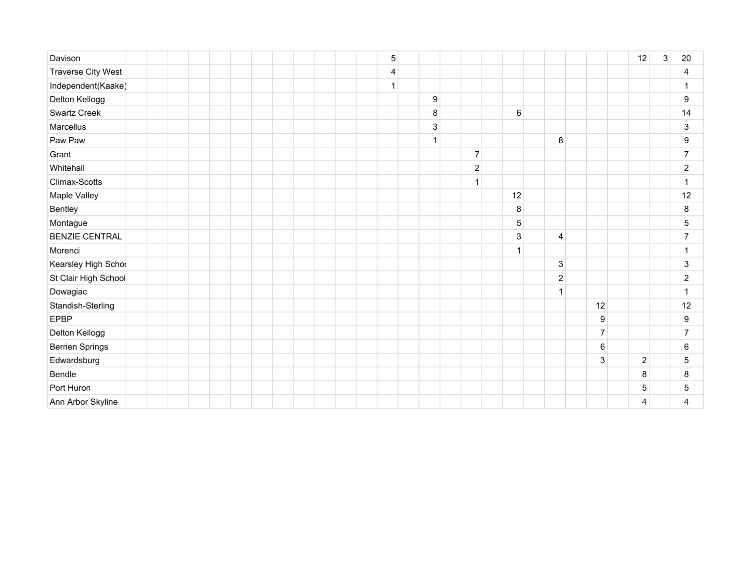| | | | | | | | | | | | | | | | | | | | | | | | | | | |
|---|---|---|---|---|---|---|---|---|---|---|---|---|---|---|---|---|---|---|---|---|---|---|---|---|---|---|
| Davison | | | | | | | | | | | | | 5 | | | | | | | | | | | | 12 | 3 | 20 |
| Traverse City West | | | | | | | | | | | | | 4 | | | | | | | | | | | | | | 4 |
| Independent(Kaake) | | | | | | | | | | | | | 1 | | | | | | | | | | | | | | 1 |
| Delton Kellogg | | | | | | | | | | | | | | | 9 | | | | | | | | | | | | 9 |
| Swartz Creek | | | | | | | | | | | | | | | 8 | | | | 6 | | | | | | | | 14 |
| Marcellus | | | | | | | | | | | | | | | 3 | | | | | | | | | | | | 3 |
| Paw Paw | | | | | | | | | | | | | | | 1 | | | | | | 8 | | | | | | 9 |
| Grant | | | | | | | | | | | | | | | | | 7 | | | | | | | | | | 7 |
| Whitehall | | | | | | | | | | | | | | | | | 2 | | | | | | | | | | 2 |
| Climax-Scotts | | | | | | | | | | | | | | | | | 1 | | | | | | | | | | 1 |
| Maple Valley | | | | | | | | | | | | | | | | | | | 12 | | | | | | | | 12 |
| Bentley | | | | | | | | | | | | | | | | | | | 8 | | | | | | | | 8 |
| Montague | | | | | | | | | | | | | | | | | | | 5 | | | | | | | | 5 |
| BENZIE CENTRAL | | | | | | | | | | | | | | | | | | | 3 | | 4 | | | | | | 7 |
| Morenci | | | | | | | | | | | | | | | | | | | 1 | | | | | | | | 1 |
| Kearsley High Schoo | | | | | | | | | | | | | | | | | | | | | 3 | | | | | | 3 |
| St Clair High School | | | | | | | | | | | | | | | | | | | | | 2 | | | | | | 2 |
| Dowagiac | | | | | | | | | | | | | | | | | | | | | 1 | | | | | | 1 |
| Standish-Sterling | | | | | | | | | | | | | | | | | | | | | | | 12 | | | | 12 |
| EPBP | | | | | | | | | | | | | | | | | | | | | | | 9 | | | | 9 |
| Delton Kellogg | | | | | | | | | | | | | | | | | | | | | | | 7 | | | | 7 |
| Berrien Springs | | | | | | | | | | | | | | | | | | | | | | | 6 | | | | 6 |
| Edwardsburg | | | | | | | | | | | | | | | | | | | | | | | 3 | | 2 | | 5 |
| Bendle | | | | | | | | | | | | | | | | | | | | | | | | | 8 | | 8 |
| Port Huron | | | | | | | | | | | | | | | | | | | | | | | | | 5 | | 5 |
| Ann Arbor Skyline | | | | | | | | | | | | | | | | | | | | | | | | | 4 | | 4 |